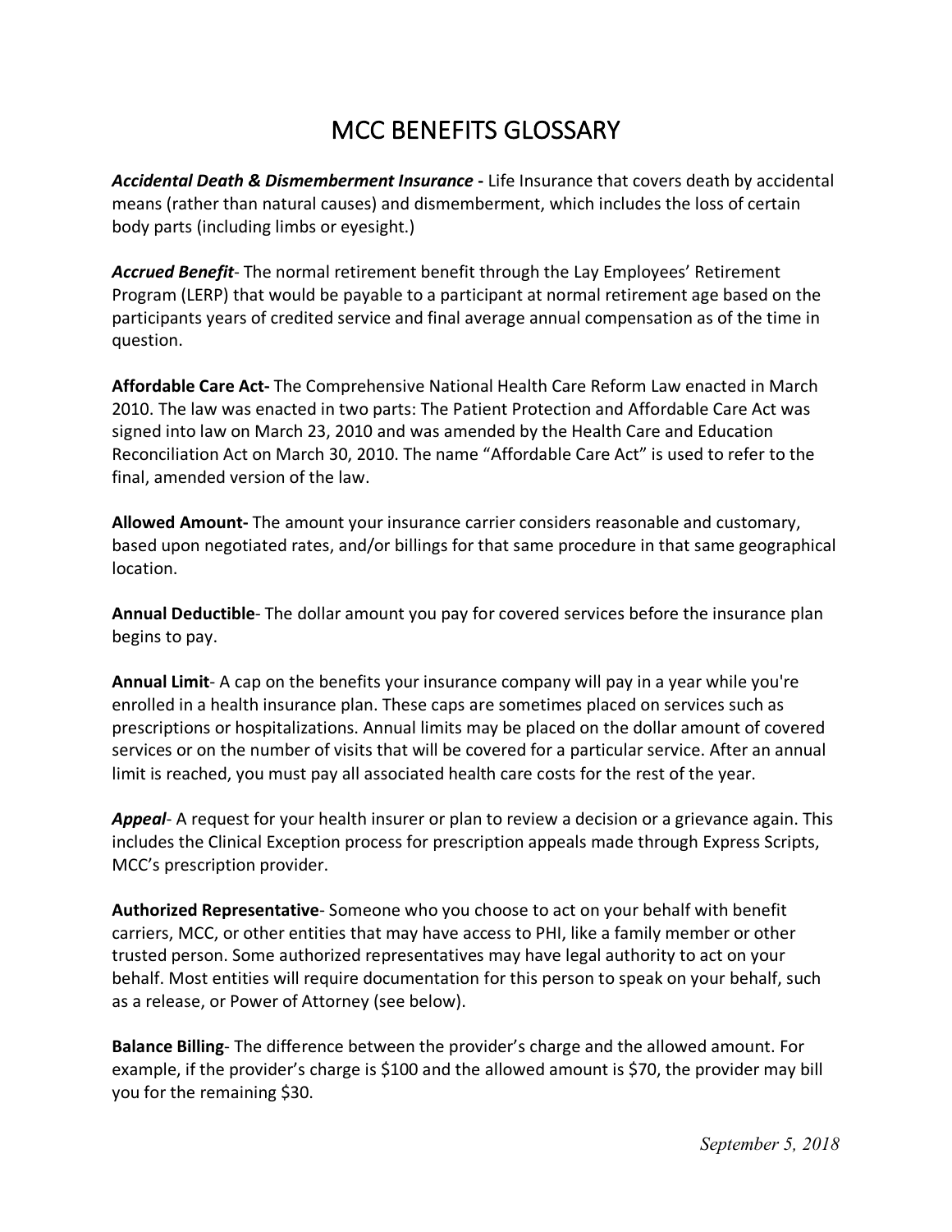# MCC BENEFITS GLOSSARY

***Accidental Death & Dismemberment Insurance -*** Life Insurance that covers death by accidental means (rather than natural causes) and dismemberment, which includes the loss of certain body parts (including limbs or eyesight.)

***Accrued Benefit***- The normal retirement benefit through the Lay Employees' Retirement Program (LERP) that would be payable to a participant at normal retirement age based on the participants years of credited service and final average annual compensation as of the time in question.

**Affordable Care Act-** The Comprehensive National Health Care Reform Law enacted in March 2010. The law was enacted in two parts: The Patient Protection and Affordable Care Act was signed into law on March 23, 2010 and was amended by the Health Care and Education Reconciliation Act on March 30, 2010. The name "Affordable Care Act" is used to refer to the final, amended version of the law.

**Allowed Amount-** The amount your insurance carrier considers reasonable and customary, based upon negotiated rates, and/or billings for that same procedure in that same geographical location.

**Annual Deductible**- The dollar amount you pay for covered services before the insurance plan begins to pay.

**Annual Limit**- A cap on the benefits your insurance company will pay in a year while you're enrolled in a health insurance plan. These caps are sometimes placed on services such as prescriptions or hospitalizations. Annual limits may be placed on the dollar amount of covered services or on the number of visits that will be covered for a particular service. After an annual limit is reached, you must pay all associated health care costs for the rest of the year.

***Appeal***- A request for your health insurer or plan to review a decision or a grievance again. This includes the Clinical Exception process for prescription appeals made through Express Scripts, MCC's prescription provider.

**Authorized Representative**- Someone who you choose to act on your behalf with benefit carriers, MCC, or other entities that may have access to PHI, like a family member or other trusted person. Some authorized representatives may have legal authority to act on your behalf. Most entities will require documentation for this person to speak on your behalf, such as a release, or Power of Attorney (see below).

**Balance Billing**- The difference between the provider's charge and the allowed amount. For example, if the provider's charge is $100 and the allowed amount is $70, the provider may bill you for the remaining $30.

*September 5, 2018*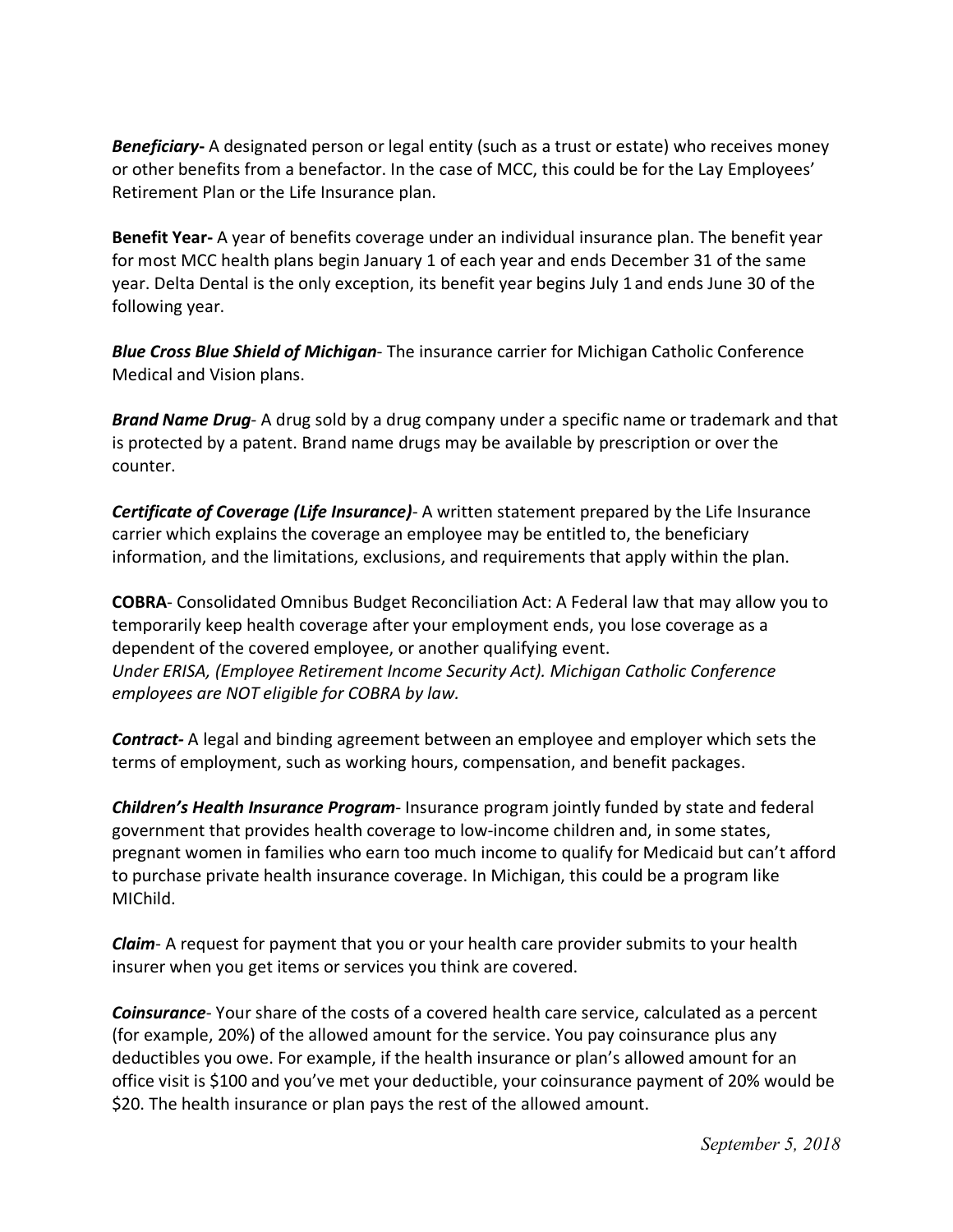***Beneficiary-*** A designated person or legal entity (such as a trust or estate) who receives money or other benefits from a benefactor. In the case of MCC, this could be for the Lay Employees' Retirement Plan or the Life Insurance plan.

**Benefit Year-** A year of benefits coverage under an individual insurance plan. The benefit year for most MCC health plans begin January 1 of each year and ends December 31 of the same year. Delta Dental is the only exception, its benefit year begins July 1 and ends June 30 of the following year.

***Blue Cross Blue Shield of Michigan***- The insurance carrier for Michigan Catholic Conference Medical and Vision plans.

***Brand Name Drug***- A drug sold by a drug company under a specific name or trademark and that is protected by a patent. Brand name drugs may be available by prescription or over the counter.

***Certificate of Coverage (Life Insurance)***- A written statement prepared by the Life Insurance carrier which explains the coverage an employee may be entitled to, the beneficiary information, and the limitations, exclusions, and requirements that apply within the plan.

**COBRA**- Consolidated Omnibus Budget Reconciliation Act: A Federal law that may allow you to temporarily keep health coverage after your employment ends, you lose coverage as a dependent of the covered employee, or another qualifying event.
*Under ERISA, (Employee Retirement Income Security Act). Michigan Catholic Conference employees are NOT eligible for COBRA by law.*

***Contract-*** A legal and binding agreement between an employee and employer which sets the terms of employment, such as working hours, compensation, and benefit packages.

***Children's Health Insurance Program***- Insurance program jointly funded by state and federal government that provides health coverage to low-income children and, in some states, pregnant women in families who earn too much income to qualify for Medicaid but can't afford to purchase private health insurance coverage. In Michigan, this could be a program like MIChild.

***Claim***- A request for payment that you or your health care provider submits to your health insurer when you get items or services you think are covered.

***Coinsurance***- Your share of the costs of a covered health care service, calculated as a percent (for example, 20%) of the allowed amount for the service. You pay coinsurance plus any deductibles you owe. For example, if the health insurance or plan's allowed amount for an office visit is $100 and you've met your deductible, your coinsurance payment of 20% would be $20. The health insurance or plan pays the rest of the allowed amount.

*September 5, 2018*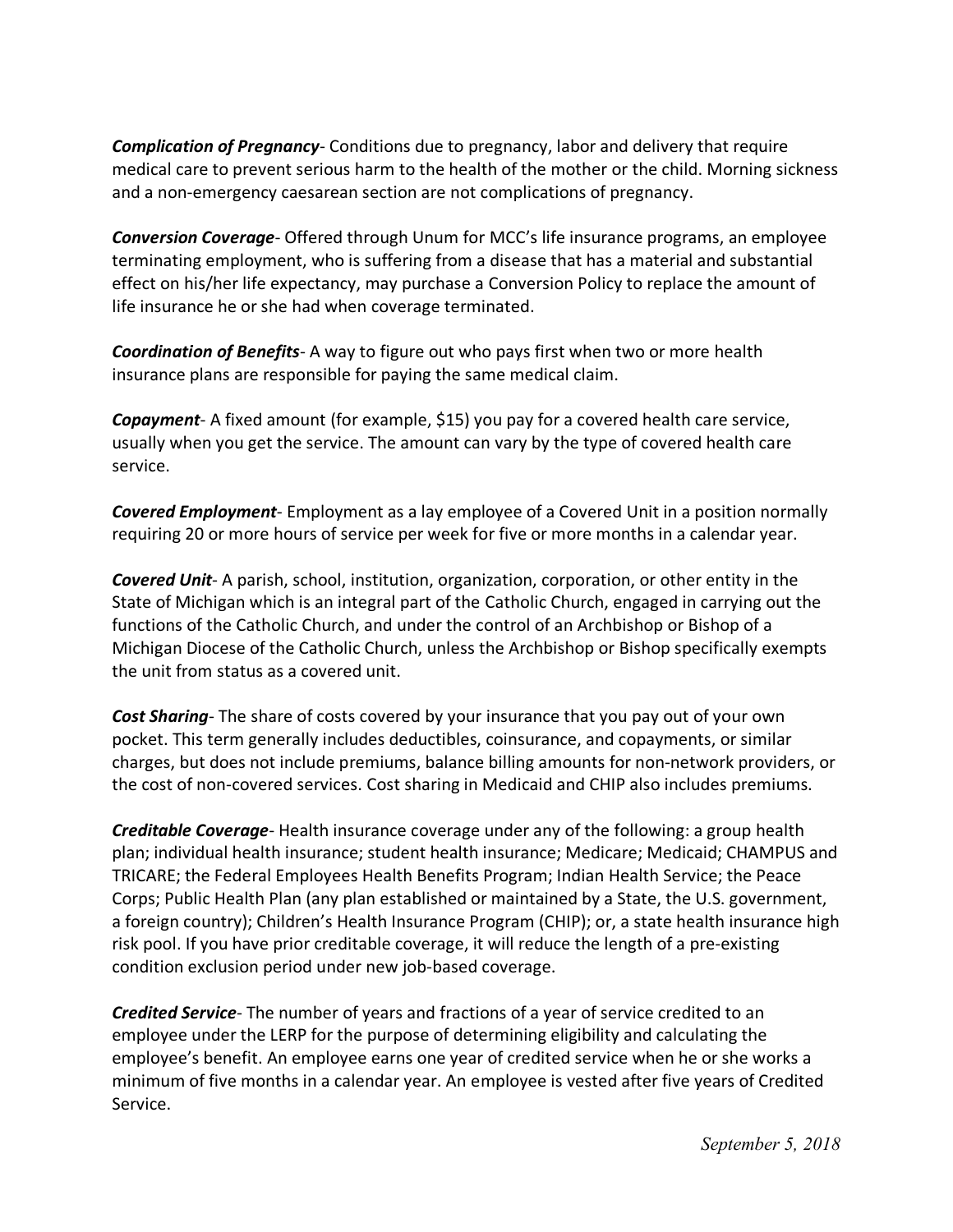***Complication of Pregnancy***- Conditions due to pregnancy, labor and delivery that require medical care to prevent serious harm to the health of the mother or the child. Morning sickness and a non-emergency caesarean section are not complications of pregnancy.

***Conversion Coverage***- Offered through Unum for MCC's life insurance programs, an employee terminating employment, who is suffering from a disease that has a material and substantial effect on his/her life expectancy, may purchase a Conversion Policy to replace the amount of life insurance he or she had when coverage terminated.

***Coordination of Benefits***- A way to figure out who pays first when two or more health insurance plans are responsible for paying the same medical claim.

***Copayment***- A fixed amount (for example, $15) you pay for a covered health care service, usually when you get the service. The amount can vary by the type of covered health care service.

***Covered Employment***- Employment as a lay employee of a Covered Unit in a position normally requiring 20 or more hours of service per week for five or more months in a calendar year.

***Covered Unit***- A parish, school, institution, organization, corporation, or other entity in the State of Michigan which is an integral part of the Catholic Church, engaged in carrying out the functions of the Catholic Church, and under the control of an Archbishop or Bishop of a Michigan Diocese of the Catholic Church, unless the Archbishop or Bishop specifically exempts the unit from status as a covered unit.

***Cost Sharing***- The share of costs covered by your insurance that you pay out of your own pocket. This term generally includes deductibles, coinsurance, and copayments, or similar charges, but does not include premiums, balance billing amounts for non-network providers, or the cost of non-covered services. Cost sharing in Medicaid and CHIP also includes premiums.

***Creditable Coverage***- Health insurance coverage under any of the following: a group health plan; individual health insurance; student health insurance; Medicare; Medicaid; CHAMPUS and TRICARE; the Federal Employees Health Benefits Program; Indian Health Service; the Peace Corps; Public Health Plan (any plan established or maintained by a State, the U.S. government, a foreign country); Children's Health Insurance Program (CHIP); or, a state health insurance high risk pool. If you have prior creditable coverage, it will reduce the length of a pre-existing condition exclusion period under new job-based coverage.

***Credited Service***- The number of years and fractions of a year of service credited to an employee under the LERP for the purpose of determining eligibility and calculating the employee's benefit. An employee earns one year of credited service when he or she works a minimum of five months in a calendar year. An employee is vested after five years of Credited Service.

*September 5, 2018*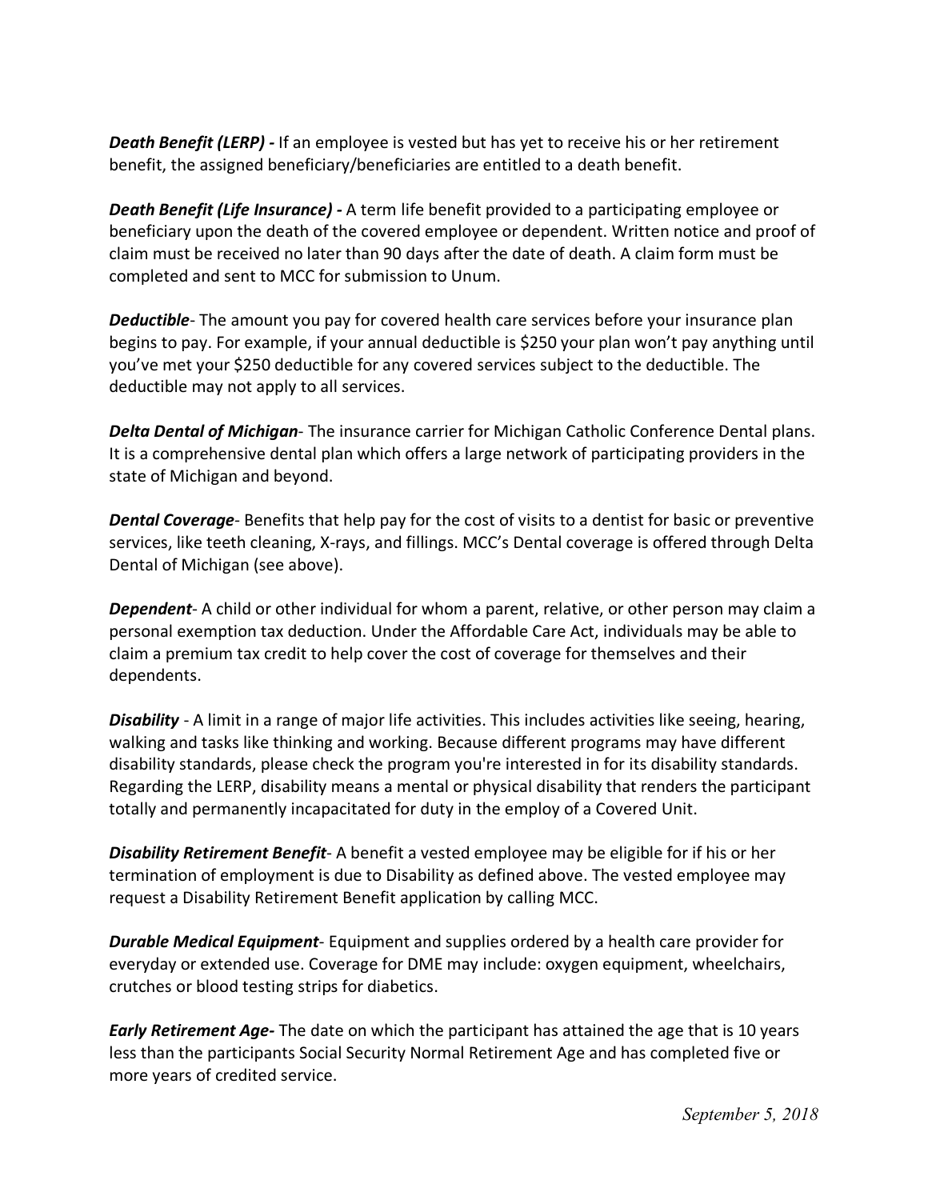***Death Benefit (LERP) -*** If an employee is vested but has yet to receive his or her retirement benefit, the assigned beneficiary/beneficiaries are entitled to a death benefit.

***Death Benefit (Life Insurance) -*** A term life benefit provided to a participating employee or beneficiary upon the death of the covered employee or dependent. Written notice and proof of claim must be received no later than 90 days after the date of death. A claim form must be completed and sent to MCC for submission to Unum.

***Deductible***- The amount you pay for covered health care services before your insurance plan begins to pay. For example, if your annual deductible is $250 your plan won't pay anything until you've met your $250 deductible for any covered services subject to the deductible. The deductible may not apply to all services.

***Delta Dental of Michigan***- The insurance carrier for Michigan Catholic Conference Dental plans. It is a comprehensive dental plan which offers a large network of participating providers in the state of Michigan and beyond.

***Dental Coverage***- Benefits that help pay for the cost of visits to a dentist for basic or preventive services, like teeth cleaning, X-rays, and fillings. MCC's Dental coverage is offered through Delta Dental of Michigan (see above).

***Dependent***- A child or other individual for whom a parent, relative, or other person may claim a personal exemption tax deduction. Under the Affordable Care Act, individuals may be able to claim a premium tax credit to help cover the cost of coverage for themselves and their dependents.

***Disability*** - A limit in a range of major life activities. This includes activities like seeing, hearing, walking and tasks like thinking and working. Because different programs may have different disability standards, please check the program you're interested in for its disability standards. Regarding the LERP, disability means a mental or physical disability that renders the participant totally and permanently incapacitated for duty in the employ of a Covered Unit.

***Disability Retirement Benefit***- A benefit a vested employee may be eligible for if his or her termination of employment is due to Disability as defined above. The vested employee may request a Disability Retirement Benefit application by calling MCC.

***Durable Medical Equipment***- Equipment and supplies ordered by a health care provider for everyday or extended use. Coverage for DME may include: oxygen equipment, wheelchairs, crutches or blood testing strips for diabetics.

***Early Retirement Age-*** The date on which the participant has attained the age that is 10 years less than the participants Social Security Normal Retirement Age and has completed five or more years of credited service.

*September 5, 2018*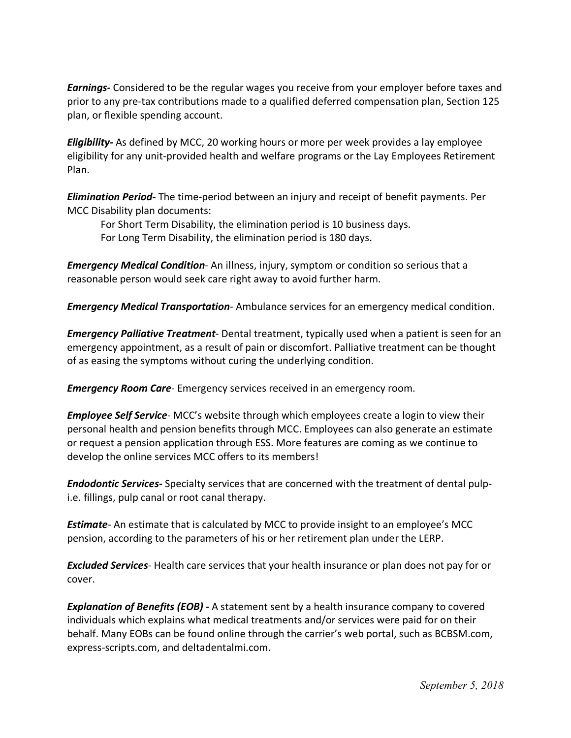***Earnings-*** Considered to be the regular wages you receive from your employer before taxes and prior to any pre-tax contributions made to a qualified deferred compensation plan, Section 125 plan, or flexible spending account.

***Eligibility-*** As defined by MCC, 20 working hours or more per week provides a lay employee eligibility for any unit-provided health and welfare programs or the Lay Employees Retirement Plan.

***Elimination Period-*** The time-period between an injury and receipt of benefit payments. Per MCC Disability plan documents:

For Short Term Disability, the elimination period is 10 business days.
For Long Term Disability, the elimination period is 180 days.

***Emergency Medical Condition***- An illness, injury, symptom or condition so serious that a reasonable person would seek care right away to avoid further harm.

***Emergency Medical Transportation***- Ambulance services for an emergency medical condition.

***Emergency Palliative Treatment***- Dental treatment, typically used when a patient is seen for an emergency appointment, as a result of pain or discomfort. Palliative treatment can be thought of as easing the symptoms without curing the underlying condition.

***Emergency Room Care***- Emergency services received in an emergency room.

***Employee Self Service***- MCC's website through which employees create a login to view their personal health and pension benefits through MCC. Employees can also generate an estimate or request a pension application through ESS. More features are coming as we continue to develop the online services MCC offers to its members!

***Endodontic Services-*** Specialty services that are concerned with the treatment of dental pulp- i.e. fillings, pulp canal or root canal therapy.

***Estimate***- An estimate that is calculated by MCC to provide insight to an employee's MCC pension, according to the parameters of his or her retirement plan under the LERP.

***Excluded Services***- Health care services that your health insurance or plan does not pay for or cover.

***Explanation of Benefits (EOB) -*** A statement sent by a health insurance company to covered individuals which explains what medical treatments and/or services were paid for on their behalf. Many EOBs can be found online through the carrier's web portal, such as BCBSM.com, express-scripts.com, and deltadentalmi.com.

*September 5, 2018*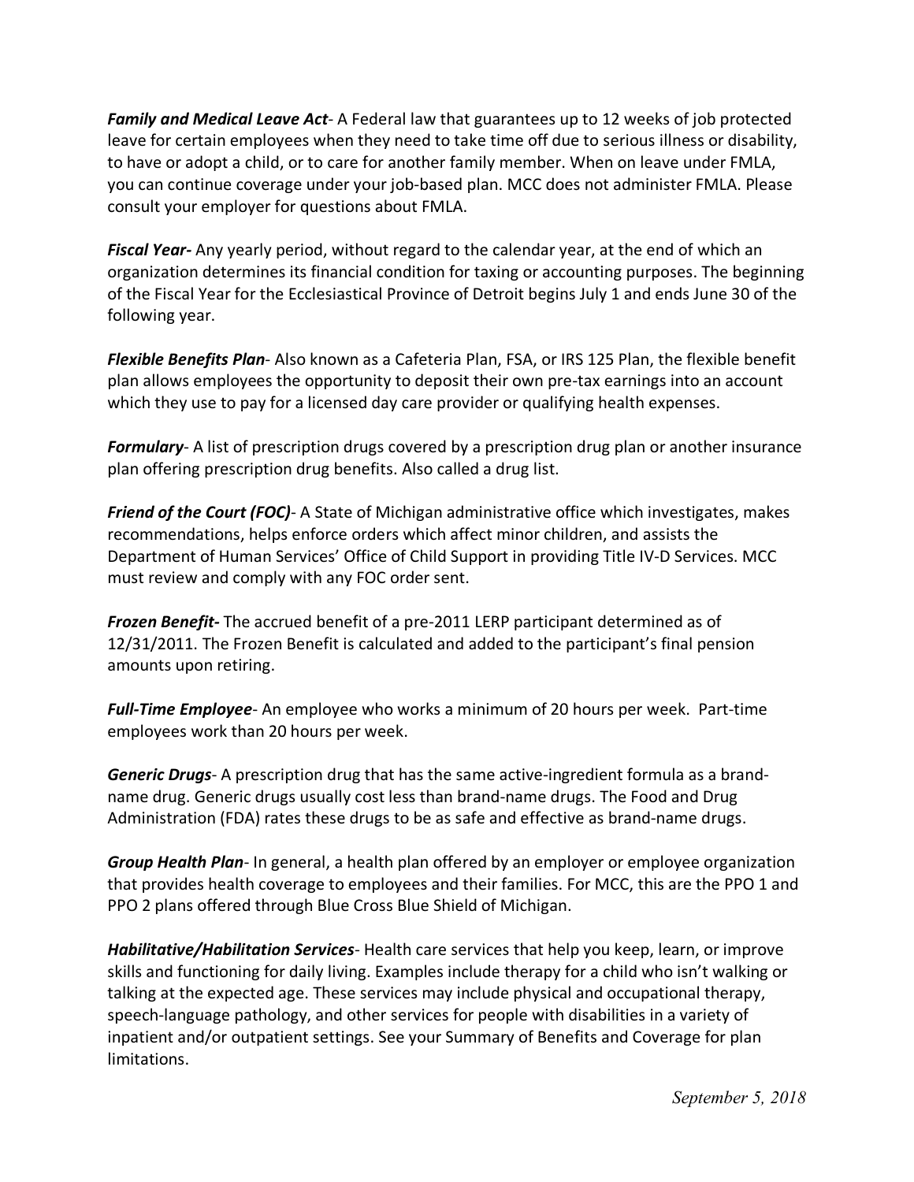***Family and Medical Leave Act***- A Federal law that guarantees up to 12 weeks of job protected leave for certain employees when they need to take time off due to serious illness or disability, to have or adopt a child, or to care for another family member. When on leave under FMLA, you can continue coverage under your job-based plan. MCC does not administer FMLA. Please consult your employer for questions about FMLA.

***Fiscal Year-*** Any yearly period, without regard to the calendar year, at the end of which an organization determines its financial condition for taxing or accounting purposes. The beginning of the Fiscal Year for the Ecclesiastical Province of Detroit begins July 1 and ends June 30 of the following year.

***Flexible Benefits Plan***- Also known as a Cafeteria Plan, FSA, or IRS 125 Plan, the flexible benefit plan allows employees the opportunity to deposit their own pre-tax earnings into an account which they use to pay for a licensed day care provider or qualifying health expenses.

***Formulary***- A list of prescription drugs covered by a prescription drug plan or another insurance plan offering prescription drug benefits. Also called a drug list.

***Friend of the Court (FOC)***- A State of Michigan administrative office which investigates, makes recommendations, helps enforce orders which affect minor children, and assists the Department of Human Services' Office of Child Support in providing Title IV-D Services. MCC must review and comply with any FOC order sent.

***Frozen Benefit-*** The accrued benefit of a pre-2011 LERP participant determined as of 12/31/2011. The Frozen Benefit is calculated and added to the participant's final pension amounts upon retiring.

***Full-Time Employee***- An employee who works a minimum of 20 hours per week. Part-time employees work than 20 hours per week.

***Generic Drugs***- A prescription drug that has the same active-ingredient formula as a brand-name drug. Generic drugs usually cost less than brand-name drugs. The Food and Drug Administration (FDA) rates these drugs to be as safe and effective as brand-name drugs.

***Group Health Plan***- In general, a health plan offered by an employer or employee organization that provides health coverage to employees and their families. For MCC, this are the PPO 1 and PPO 2 plans offered through Blue Cross Blue Shield of Michigan.

***Habilitative/Habilitation Services***- Health care services that help you keep, learn, or improve skills and functioning for daily living. Examples include therapy for a child who isn't walking or talking at the expected age. These services may include physical and occupational therapy, speech-language pathology, and other services for people with disabilities in a variety of inpatient and/or outpatient settings. See your Summary of Benefits and Coverage for plan limitations.

*September 5, 2018*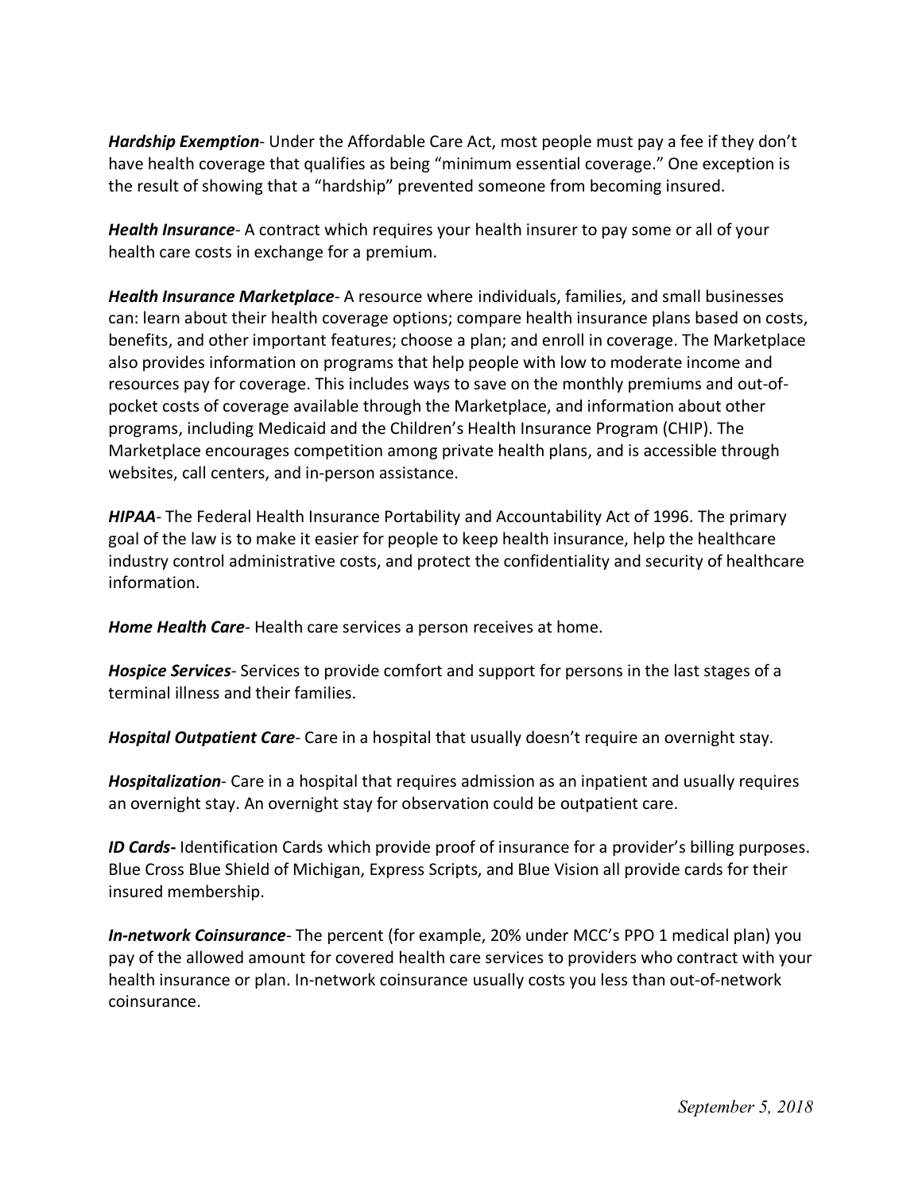***Hardship Exemption***- Under the Affordable Care Act, most people must pay a fee if they don't have health coverage that qualifies as being "minimum essential coverage." One exception is the result of showing that a "hardship" prevented someone from becoming insured.

***Health Insurance***- A contract which requires your health insurer to pay some or all of your health care costs in exchange for a premium.

***Health Insurance Marketplace***- A resource where individuals, families, and small businesses can: learn about their health coverage options; compare health insurance plans based on costs, benefits, and other important features; choose a plan; and enroll in coverage. The Marketplace also provides information on programs that help people with low to moderate income and resources pay for coverage. This includes ways to save on the monthly premiums and out-of-pocket costs of coverage available through the Marketplace, and information about other programs, including Medicaid and the Children's Health Insurance Program (CHIP). The Marketplace encourages competition among private health plans, and is accessible through websites, call centers, and in-person assistance.

***HIPAA***- The Federal Health Insurance Portability and Accountability Act of 1996. The primary goal of the law is to make it easier for people to keep health insurance, help the healthcare industry control administrative costs, and protect the confidentiality and security of healthcare information.

***Home Health Care***- Health care services a person receives at home.

***Hospice Services***- Services to provide comfort and support for persons in the last stages of a terminal illness and their families.

***Hospital Outpatient Care***- Care in a hospital that usually doesn't require an overnight stay.

***Hospitalization***- Care in a hospital that requires admission as an inpatient and usually requires an overnight stay. An overnight stay for observation could be outpatient care.

***ID Cards-*** Identification Cards which provide proof of insurance for a provider's billing purposes. Blue Cross Blue Shield of Michigan, Express Scripts, and Blue Vision all provide cards for their insured membership.

***In-network Coinsurance***- The percent (for example, 20% under MCC's PPO 1 medical plan) you pay of the allowed amount for covered health care services to providers who contract with your health insurance or plan. In-network coinsurance usually costs you less than out-of-network coinsurance.

*September 5, 2018*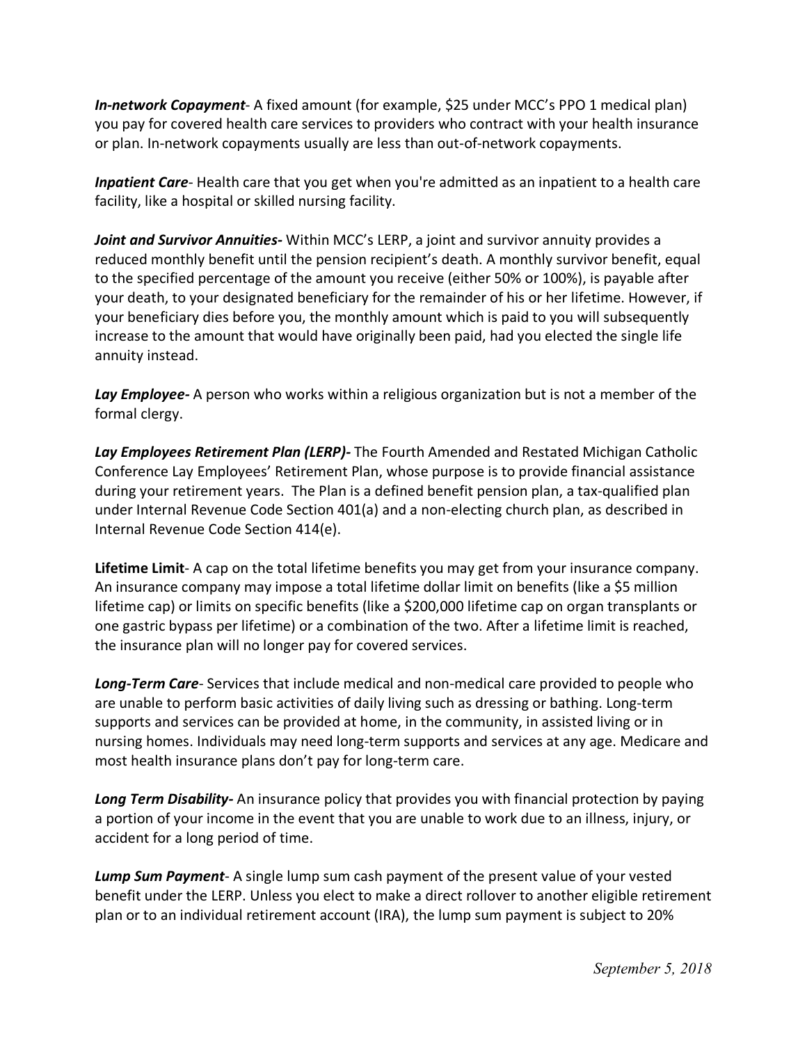***In-network Copayment***- A fixed amount (for example, $25 under MCC's PPO 1 medical plan) you pay for covered health care services to providers who contract with your health insurance or plan. In-network copayments usually are less than out-of-network copayments.

***Inpatient Care***- Health care that you get when you're admitted as an inpatient to a health care facility, like a hospital or skilled nursing facility.

***Joint and Survivor Annuities-*** Within MCC's LERP, a joint and survivor annuity provides a reduced monthly benefit until the pension recipient's death. A monthly survivor benefit, equal to the specified percentage of the amount you receive (either 50% or 100%), is payable after your death, to your designated beneficiary for the remainder of his or her lifetime. However, if your beneficiary dies before you, the monthly amount which is paid to you will subsequently increase to the amount that would have originally been paid, had you elected the single life annuity instead.

***Lay Employee-*** A person who works within a religious organization but is not a member of the formal clergy.

***Lay Employees Retirement Plan (LERP)-*** The Fourth Amended and Restated Michigan Catholic Conference Lay Employees' Retirement Plan, whose purpose is to provide financial assistance during your retirement years. The Plan is a defined benefit pension plan, a tax-qualified plan under Internal Revenue Code Section 401(a) and a non-electing church plan, as described in Internal Revenue Code Section 414(e).

**Lifetime Limit**- A cap on the total lifetime benefits you may get from your insurance company. An insurance company may impose a total lifetime dollar limit on benefits (like a $5 million lifetime cap) or limits on specific benefits (like a $200,000 lifetime cap on organ transplants or one gastric bypass per lifetime) or a combination of the two. After a lifetime limit is reached, the insurance plan will no longer pay for covered services.

***Long-Term Care***- Services that include medical and non-medical care provided to people who are unable to perform basic activities of daily living such as dressing or bathing. Long-term supports and services can be provided at home, in the community, in assisted living or in nursing homes. Individuals may need long-term supports and services at any age. Medicare and most health insurance plans don't pay for long-term care.

***Long Term Disability-*** An insurance policy that provides you with financial protection by paying a portion of your income in the event that you are unable to work due to an illness, injury, or accident for a long period of time.

***Lump Sum Payment***- A single lump sum cash payment of the present value of your vested benefit under the LERP. Unless you elect to make a direct rollover to another eligible retirement plan or to an individual retirement account (IRA), the lump sum payment is subject to 20%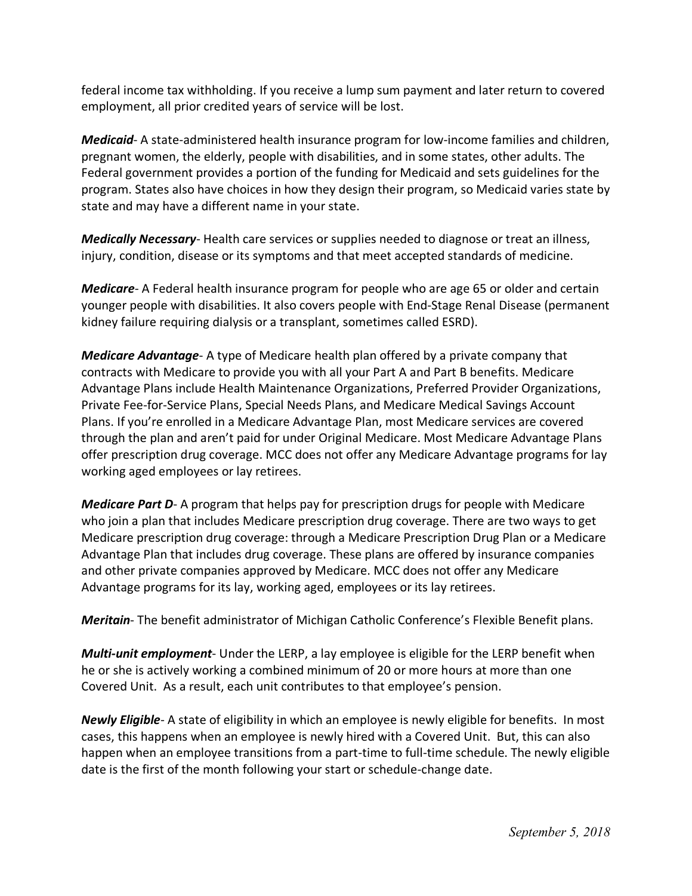federal income tax withholding. If you receive a lump sum payment and later return to covered employment, all prior credited years of service will be lost.

***Medicaid***- A state-administered health insurance program for low-income families and children, pregnant women, the elderly, people with disabilities, and in some states, other adults. The Federal government provides a portion of the funding for Medicaid and sets guidelines for the program. States also have choices in how they design their program, so Medicaid varies state by state and may have a different name in your state.

***Medically Necessary***- Health care services or supplies needed to diagnose or treat an illness, injury, condition, disease or its symptoms and that meet accepted standards of medicine.

***Medicare***- A Federal health insurance program for people who are age 65 or older and certain younger people with disabilities. It also covers people with End-Stage Renal Disease (permanent kidney failure requiring dialysis or a transplant, sometimes called ESRD).

***Medicare Advantage***- A type of Medicare health plan offered by a private company that contracts with Medicare to provide you with all your Part A and Part B benefits. Medicare Advantage Plans include Health Maintenance Organizations, Preferred Provider Organizations, Private Fee-for-Service Plans, Special Needs Plans, and Medicare Medical Savings Account Plans. If you're enrolled in a Medicare Advantage Plan, most Medicare services are covered through the plan and aren't paid for under Original Medicare. Most Medicare Advantage Plans offer prescription drug coverage. MCC does not offer any Medicare Advantage programs for lay working aged employees or lay retirees.

***Medicare Part D***- A program that helps pay for prescription drugs for people with Medicare who join a plan that includes Medicare prescription drug coverage. There are two ways to get Medicare prescription drug coverage: through a Medicare Prescription Drug Plan or a Medicare Advantage Plan that includes drug coverage. These plans are offered by insurance companies and other private companies approved by Medicare. MCC does not offer any Medicare Advantage programs for its lay, working aged, employees or its lay retirees.

***Meritain***- The benefit administrator of Michigan Catholic Conference's Flexible Benefit plans.

***Multi-unit employment***- Under the LERP, a lay employee is eligible for the LERP benefit when he or she is actively working a combined minimum of 20 or more hours at more than one Covered Unit. As a result, each unit contributes to that employee's pension.

***Newly Eligible***- A state of eligibility in which an employee is newly eligible for benefits. In most cases, this happens when an employee is newly hired with a Covered Unit. But, this can also happen when an employee transitions from a part-time to full-time schedule. The newly eligible date is the first of the month following your start or schedule-change date.

*September 5, 2018*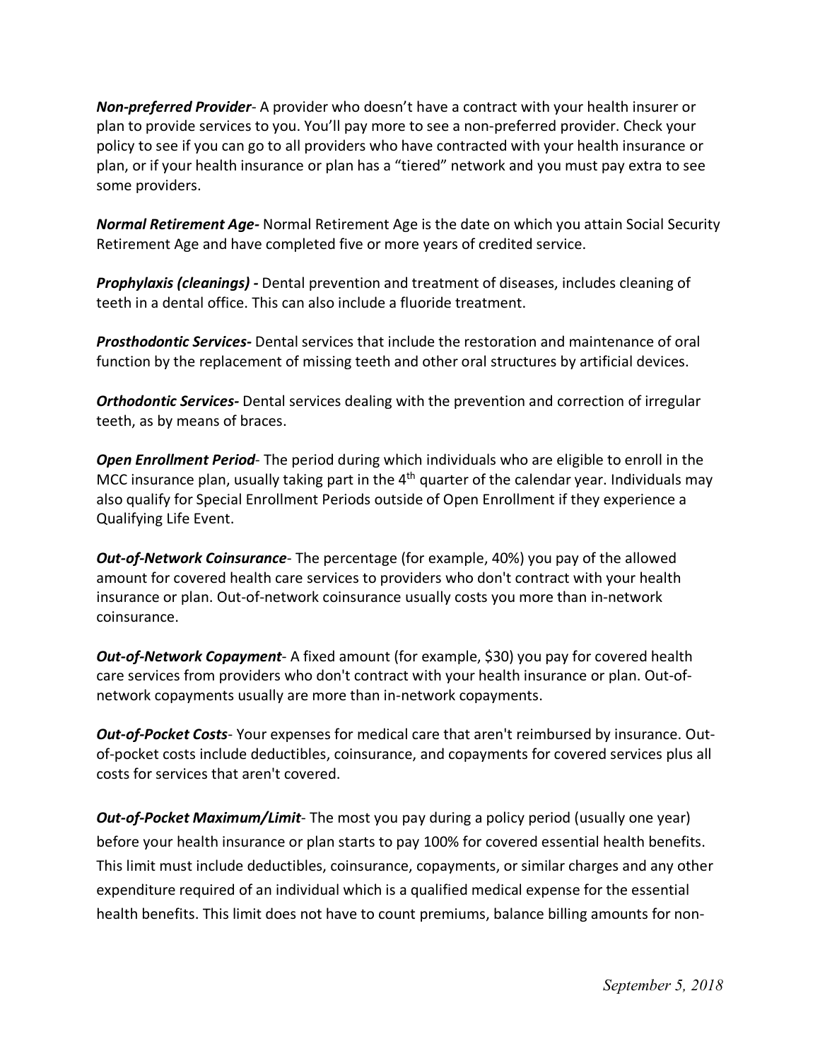***Non-preferred Provider***- A provider who doesn't have a contract with your health insurer or plan to provide services to you. You'll pay more to see a non-preferred provider. Check your policy to see if you can go to all providers who have contracted with your health insurance or plan, or if your health insurance or plan has a "tiered" network and you must pay extra to see some providers.

***Normal Retirement Age-*** Normal Retirement Age is the date on which you attain Social Security Retirement Age and have completed five or more years of credited service.

***Prophylaxis (cleanings) -*** Dental prevention and treatment of diseases, includes cleaning of teeth in a dental office. This can also include a fluoride treatment.

***Prosthodontic Services-*** Dental services that include the restoration and maintenance of oral function by the replacement of missing teeth and other oral structures by artificial devices.

***Orthodontic Services-*** Dental services dealing with the prevention and correction of irregular teeth, as by means of braces.

***Open Enrollment Period***- The period during which individuals who are eligible to enroll in the MCC insurance plan, usually taking part in the 4th quarter of the calendar year. Individuals may also qualify for Special Enrollment Periods outside of Open Enrollment if they experience a Qualifying Life Event.

***Out-of-Network Coinsurance***- The percentage (for example, 40%) you pay of the allowed amount for covered health care services to providers who don't contract with your health insurance or plan. Out-of-network coinsurance usually costs you more than in-network coinsurance.

***Out-of-Network Copayment***- A fixed amount (for example, $30) you pay for covered health care services from providers who don't contract with your health insurance or plan. Out-of-network copayments usually are more than in-network copayments.

***Out-of-Pocket Costs***- Your expenses for medical care that aren't reimbursed by insurance. Out-of-pocket costs include deductibles, coinsurance, and copayments for covered services plus all costs for services that aren't covered.

***Out-of-Pocket Maximum/Limit***- The most you pay during a policy period (usually one year) before your health insurance or plan starts to pay 100% for covered essential health benefits. This limit must include deductibles, coinsurance, copayments, or similar charges and any other expenditure required of an individual which is a qualified medical expense for the essential health benefits. This limit does not have to count premiums, balance billing amounts for non-

*September 5, 2018*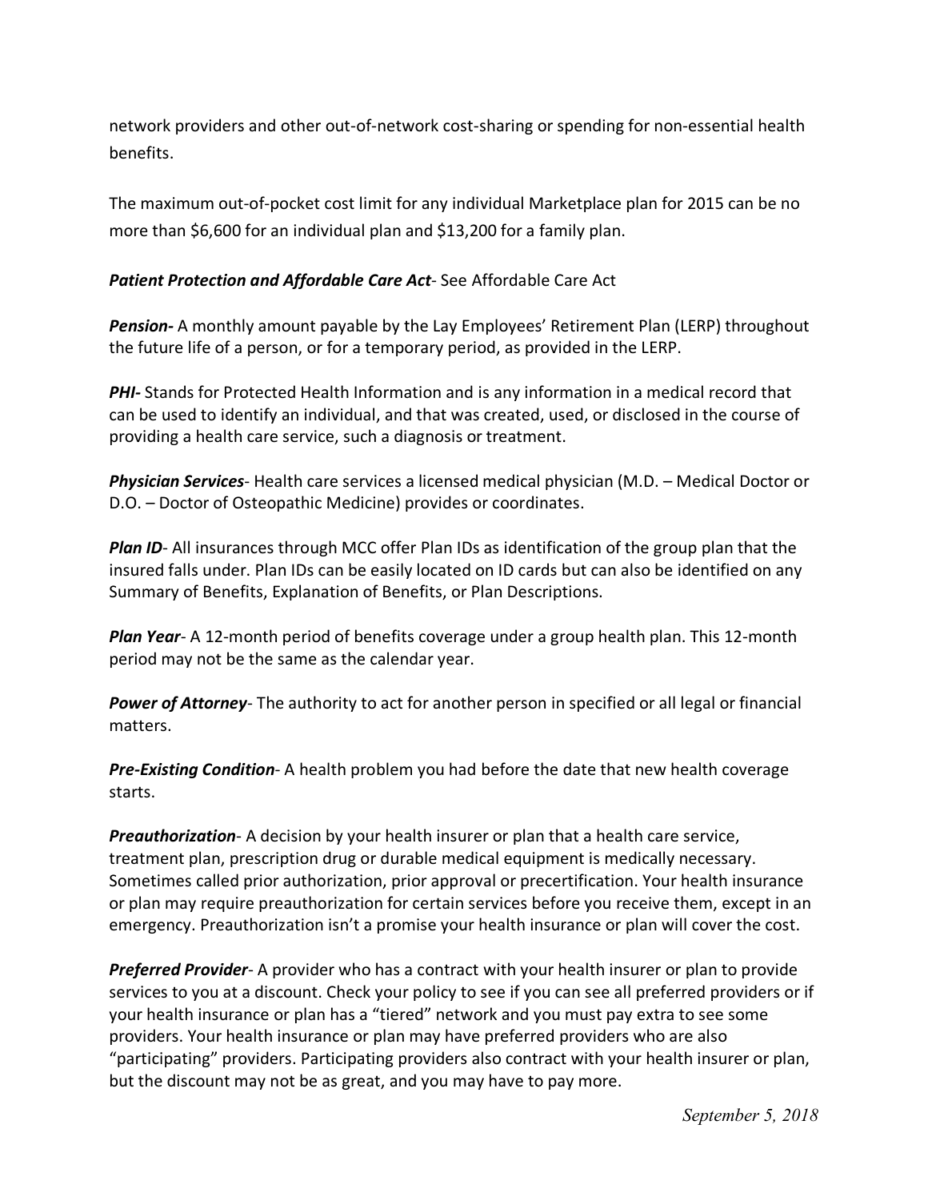network providers and other out-of-network cost-sharing or spending for non-essential health benefits.

The maximum out-of-pocket cost limit for any individual Marketplace plan for 2015 can be no more than $6,600 for an individual plan and $13,200 for a family plan.

***Patient Protection and Affordable Care Act***- See Affordable Care Act

***Pension-*** A monthly amount payable by the Lay Employees' Retirement Plan (LERP) throughout the future life of a person, or for a temporary period, as provided in the LERP.

***PHI-*** Stands for Protected Health Information and is any information in a medical record that can be used to identify an individual, and that was created, used, or disclosed in the course of providing a health care service, such a diagnosis or treatment.

***Physician Services***- Health care services a licensed medical physician (M.D. – Medical Doctor or D.O. – Doctor of Osteopathic Medicine) provides or coordinates.

***Plan ID***- All insurances through MCC offer Plan IDs as identification of the group plan that the insured falls under. Plan IDs can be easily located on ID cards but can also be identified on any Summary of Benefits, Explanation of Benefits, or Plan Descriptions.

***Plan Year***- A 12-month period of benefits coverage under a group health plan. This 12-month period may not be the same as the calendar year.

***Power of Attorney***- The authority to act for another person in specified or all legal or financial matters.

***Pre-Existing Condition***- A health problem you had before the date that new health coverage starts.

***Preauthorization***- A decision by your health insurer or plan that a health care service, treatment plan, prescription drug or durable medical equipment is medically necessary. Sometimes called prior authorization, prior approval or precertification. Your health insurance or plan may require preauthorization for certain services before you receive them, except in an emergency. Preauthorization isn't a promise your health insurance or plan will cover the cost.

***Preferred Provider***- A provider who has a contract with your health insurer or plan to provide services to you at a discount. Check your policy to see if you can see all preferred providers or if your health insurance or plan has a "tiered" network and you must pay extra to see some providers. Your health insurance or plan may have preferred providers who are also "participating" providers. Participating providers also contract with your health insurer or plan, but the discount may not be as great, and you may have to pay more.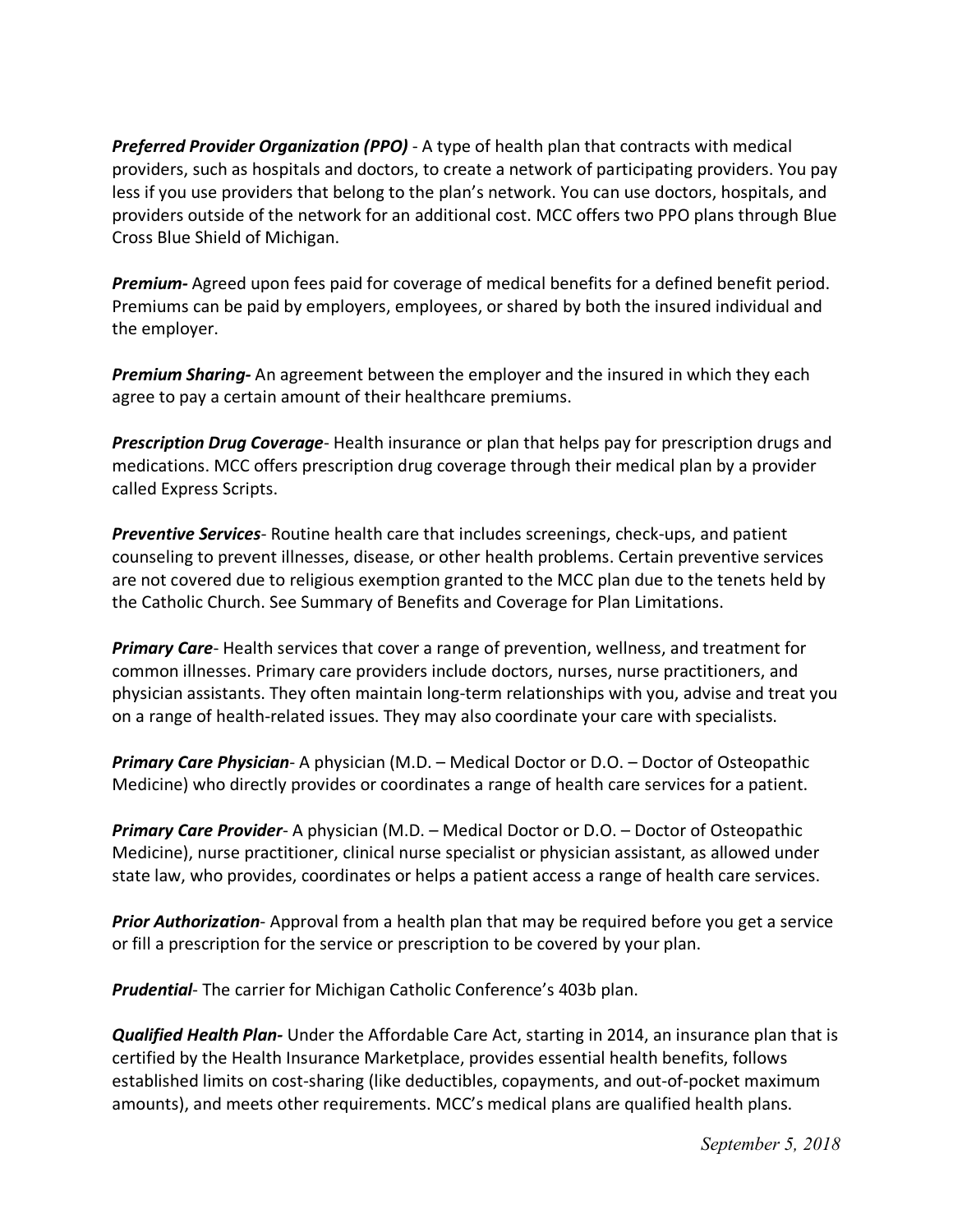***Preferred Provider Organization (PPO)*** - A type of health plan that contracts with medical providers, such as hospitals and doctors, to create a network of participating providers. You pay less if you use providers that belong to the plan's network. You can use doctors, hospitals, and providers outside of the network for an additional cost. MCC offers two PPO plans through Blue Cross Blue Shield of Michigan.

***Premium-*** Agreed upon fees paid for coverage of medical benefits for a defined benefit period. Premiums can be paid by employers, employees, or shared by both the insured individual and the employer.

***Premium Sharing-*** An agreement between the employer and the insured in which they each agree to pay a certain amount of their healthcare premiums.

***Prescription Drug Coverage***- Health insurance or plan that helps pay for prescription drugs and medications. MCC offers prescription drug coverage through their medical plan by a provider called Express Scripts.

***Preventive Services***- Routine health care that includes screenings, check-ups, and patient counseling to prevent illnesses, disease, or other health problems. Certain preventive services are not covered due to religious exemption granted to the MCC plan due to the tenets held by the Catholic Church. See Summary of Benefits and Coverage for Plan Limitations.

***Primary Care***- Health services that cover a range of prevention, wellness, and treatment for common illnesses. Primary care providers include doctors, nurses, nurse practitioners, and physician assistants. They often maintain long-term relationships with you, advise and treat you on a range of health-related issues. They may also coordinate your care with specialists.

***Primary Care Physician***- A physician (M.D. – Medical Doctor or D.O. – Doctor of Osteopathic Medicine) who directly provides or coordinates a range of health care services for a patient.

***Primary Care Provider***- A physician (M.D. – Medical Doctor or D.O. – Doctor of Osteopathic Medicine), nurse practitioner, clinical nurse specialist or physician assistant, as allowed under state law, who provides, coordinates or helps a patient access a range of health care services.

***Prior Authorization***- Approval from a health plan that may be required before you get a service or fill a prescription for the service or prescription to be covered by your plan.

***Prudential***- The carrier for Michigan Catholic Conference's 403b plan.

***Qualified Health Plan-*** Under the Affordable Care Act, starting in 2014, an insurance plan that is certified by the Health Insurance Marketplace, provides essential health benefits, follows established limits on cost-sharing (like deductibles, copayments, and out-of-pocket maximum amounts), and meets other requirements. MCC's medical plans are qualified health plans.

*September 5, 2018*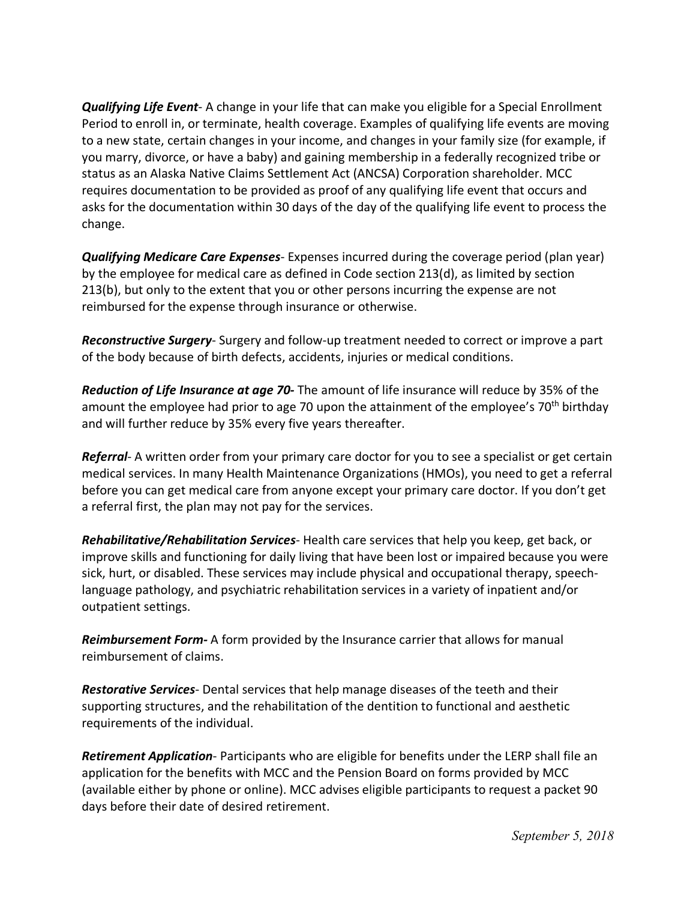***Qualifying Life Event***- A change in your life that can make you eligible for a Special Enrollment Period to enroll in, or terminate, health coverage. Examples of qualifying life events are moving to a new state, certain changes in your income, and changes in your family size (for example, if you marry, divorce, or have a baby) and gaining membership in a federally recognized tribe or status as an Alaska Native Claims Settlement Act (ANCSA) Corporation shareholder. MCC requires documentation to be provided as proof of any qualifying life event that occurs and asks for the documentation within 30 days of the day of the qualifying life event to process the change.

***Qualifying Medicare Care Expenses***- Expenses incurred during the coverage period (plan year) by the employee for medical care as defined in Code section 213(d), as limited by section 213(b), but only to the extent that you or other persons incurring the expense are not reimbursed for the expense through insurance or otherwise.

***Reconstructive Surgery***- Surgery and follow-up treatment needed to correct or improve a part of the body because of birth defects, accidents, injuries or medical conditions.

***Reduction of Life Insurance at age 70-*** The amount of life insurance will reduce by 35% of the amount the employee had prior to age 70 upon the attainment of the employee's 70th birthday and will further reduce by 35% every five years thereafter.

***Referral***- A written order from your primary care doctor for you to see a specialist or get certain medical services. In many Health Maintenance Organizations (HMOs), you need to get a referral before you can get medical care from anyone except your primary care doctor. If you don't get a referral first, the plan may not pay for the services.

***Rehabilitative/Rehabilitation Services***- Health care services that help you keep, get back, or improve skills and functioning for daily living that have been lost or impaired because you were sick, hurt, or disabled. These services may include physical and occupational therapy, speech-language pathology, and psychiatric rehabilitation services in a variety of inpatient and/or outpatient settings.

***Reimbursement Form-*** A form provided by the Insurance carrier that allows for manual reimbursement of claims.

***Restorative Services***- Dental services that help manage diseases of the teeth and their supporting structures, and the rehabilitation of the dentition to functional and aesthetic requirements of the individual.

***Retirement Application***- Participants who are eligible for benefits under the LERP shall file an application for the benefits with MCC and the Pension Board on forms provided by MCC (available either by phone or online). MCC advises eligible participants to request a packet 90 days before their date of desired retirement.

*September 5, 2018*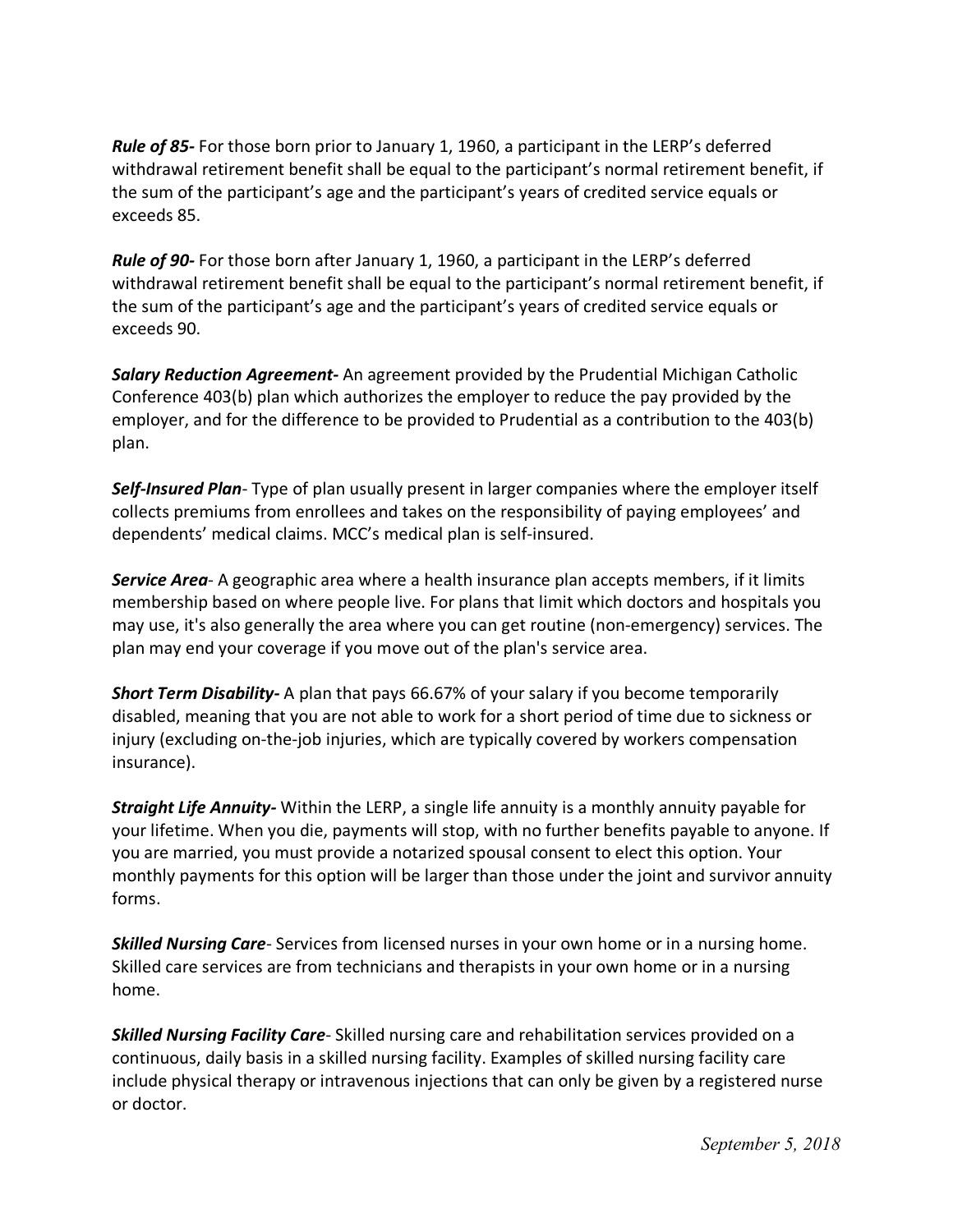***Rule of 85-*** For those born prior to January 1, 1960, a participant in the LERP's deferred withdrawal retirement benefit shall be equal to the participant's normal retirement benefit, if the sum of the participant's age and the participant's years of credited service equals or exceeds 85.

***Rule of 90-*** For those born after January 1, 1960, a participant in the LERP's deferred withdrawal retirement benefit shall be equal to the participant's normal retirement benefit, if the sum of the participant's age and the participant's years of credited service equals or exceeds 90.

***Salary Reduction Agreement-*** An agreement provided by the Prudential Michigan Catholic Conference 403(b) plan which authorizes the employer to reduce the pay provided by the employer, and for the difference to be provided to Prudential as a contribution to the 403(b) plan.

***Self-Insured Plan***- Type of plan usually present in larger companies where the employer itself collects premiums from enrollees and takes on the responsibility of paying employees' and dependents' medical claims. MCC's medical plan is self-insured.

***Service Area***- A geographic area where a health insurance plan accepts members, if it limits membership based on where people live. For plans that limit which doctors and hospitals you may use, it's also generally the area where you can get routine (non-emergency) services. The plan may end your coverage if you move out of the plan's service area.

***Short Term Disability-*** A plan that pays 66.67% of your salary if you become temporarily disabled, meaning that you are not able to work for a short period of time due to sickness or injury (excluding on-the-job injuries, which are typically covered by workers compensation insurance).

***Straight Life Annuity-*** Within the LERP, a single life annuity is a monthly annuity payable for your lifetime. When you die, payments will stop, with no further benefits payable to anyone. If you are married, you must provide a notarized spousal consent to elect this option. Your monthly payments for this option will be larger than those under the joint and survivor annuity forms.

***Skilled Nursing Care***- Services from licensed nurses in your own home or in a nursing home. Skilled care services are from technicians and therapists in your own home or in a nursing home.

***Skilled Nursing Facility Care***- Skilled nursing care and rehabilitation services provided on a continuous, daily basis in a skilled nursing facility. Examples of skilled nursing facility care include physical therapy or intravenous injections that can only be given by a registered nurse or doctor.

*September 5, 2018*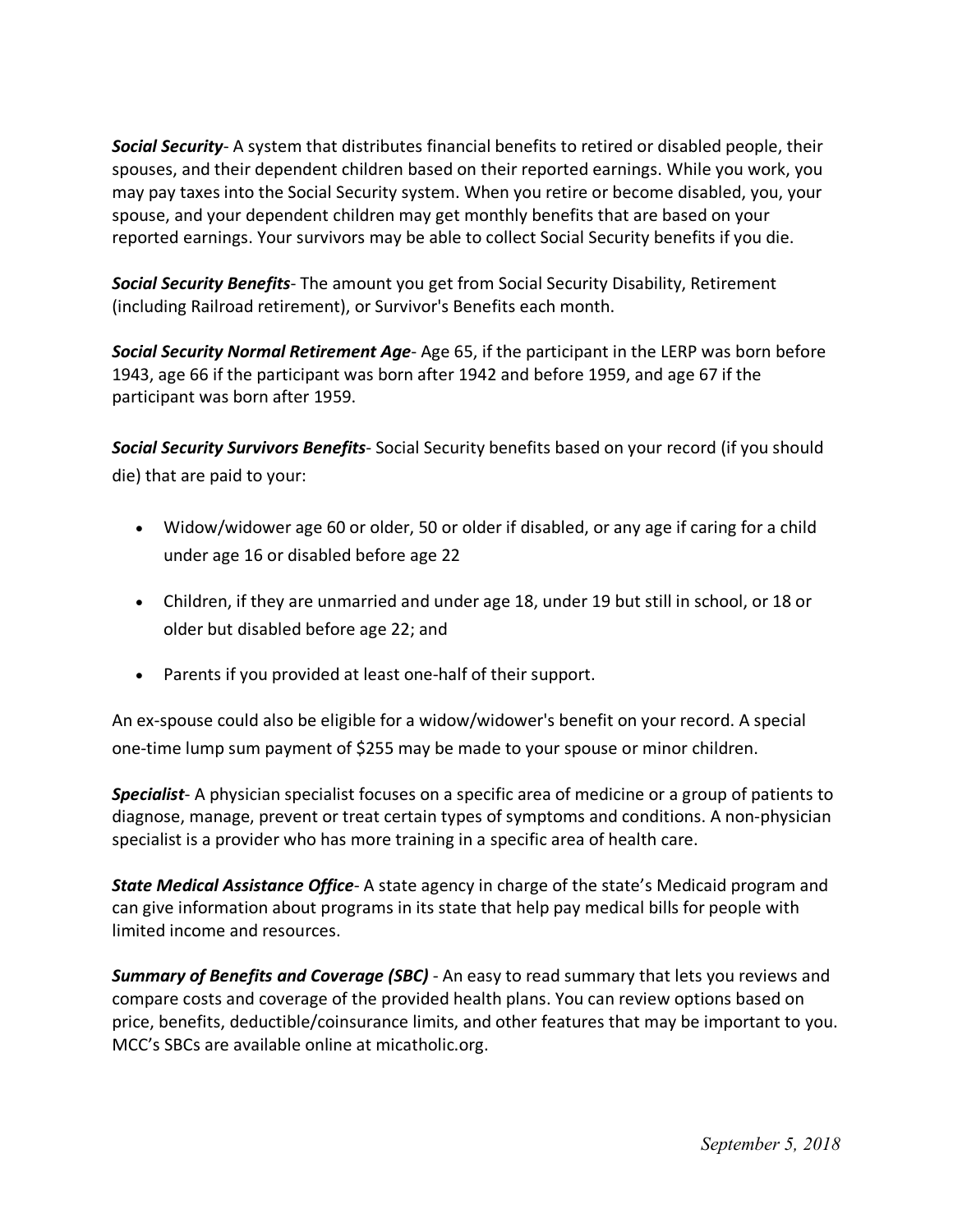***Social Security***- A system that distributes financial benefits to retired or disabled people, their spouses, and their dependent children based on their reported earnings. While you work, you may pay taxes into the Social Security system. When you retire or become disabled, you, your spouse, and your dependent children may get monthly benefits that are based on your reported earnings. Your survivors may be able to collect Social Security benefits if you die.

***Social Security Benefits***- The amount you get from Social Security Disability, Retirement (including Railroad retirement), or Survivor's Benefits each month.

***Social Security Normal Retirement Age***- Age 65, if the participant in the LERP was born before 1943, age 66 if the participant was born after 1942 and before 1959, and age 67 if the participant was born after 1959.

***Social Security Survivors Benefits***- Social Security benefits based on your record (if you should die) that are paid to your:

- Widow/widower age 60 or older, 50 or older if disabled, or any age if caring for a child under age 16 or disabled before age 22
- Children, if they are unmarried and under age 18, under 19 but still in school, or 18 or older but disabled before age 22; and
- Parents if you provided at least one-half of their support.

An ex-spouse could also be eligible for a widow/widower's benefit on your record. A special one-time lump sum payment of $255 may be made to your spouse or minor children.

***Specialist***- A physician specialist focuses on a specific area of medicine or a group of patients to diagnose, manage, prevent or treat certain types of symptoms and conditions. A non-physician specialist is a provider who has more training in a specific area of health care.

***State Medical Assistance Office***- A state agency in charge of the state's Medicaid program and can give information about programs in its state that help pay medical bills for people with limited income and resources.

***Summary of Benefits and Coverage (SBC)*** - An easy to read summary that lets you reviews and compare costs and coverage of the provided health plans. You can review options based on price, benefits, deductible/coinsurance limits, and other features that may be important to you. MCC's SBCs are available online at micatholic.org.

*September 5, 2018*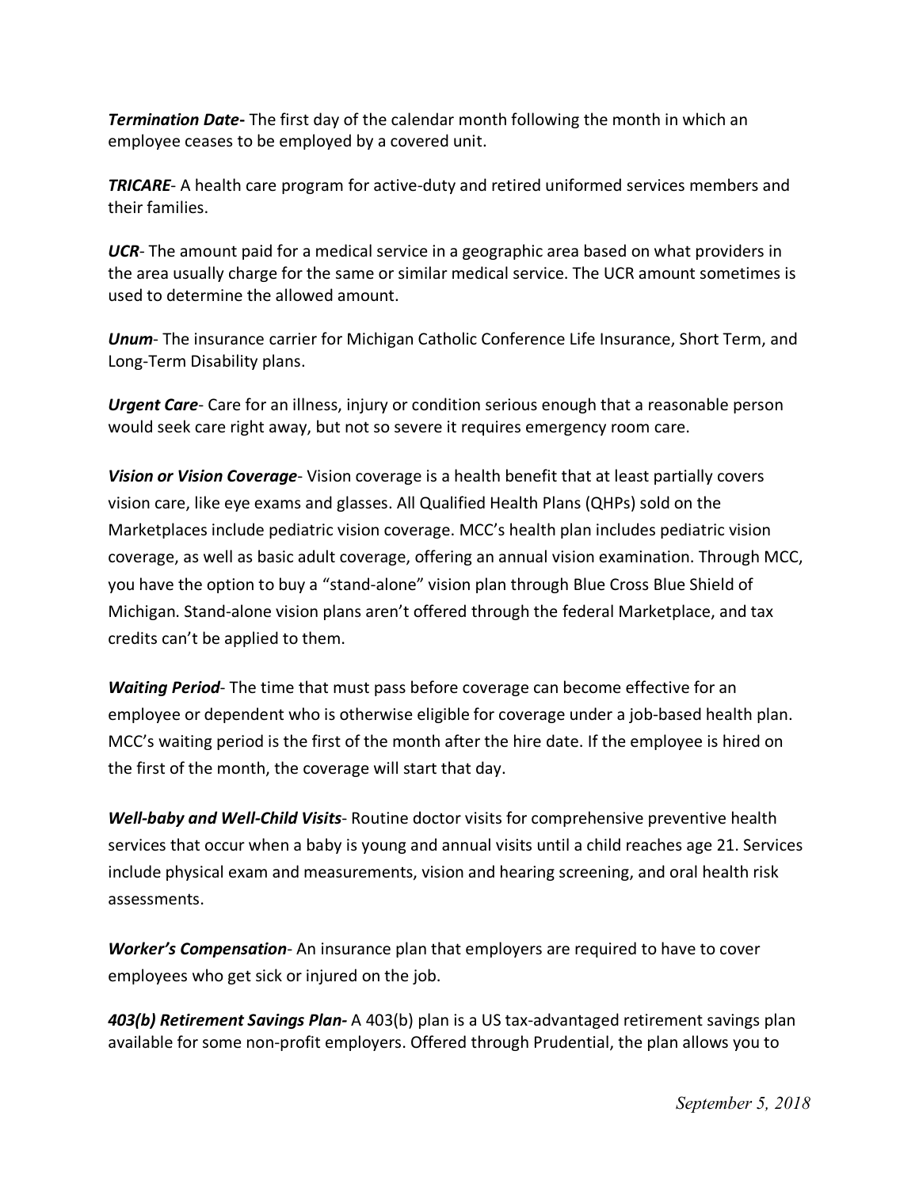***Termination Date-*** The first day of the calendar month following the month in which an employee ceases to be employed by a covered unit.

***TRICARE***- A health care program for active-duty and retired uniformed services members and their families.

***UCR***- The amount paid for a medical service in a geographic area based on what providers in the area usually charge for the same or similar medical service. The UCR amount sometimes is used to determine the allowed amount.

***Unum***- The insurance carrier for Michigan Catholic Conference Life Insurance, Short Term, and Long-Term Disability plans.

***Urgent Care***- Care for an illness, injury or condition serious enough that a reasonable person would seek care right away, but not so severe it requires emergency room care.

***Vision or Vision Coverage***- Vision coverage is a health benefit that at least partially covers vision care, like eye exams and glasses. All Qualified Health Plans (QHPs) sold on the Marketplaces include pediatric vision coverage. MCC's health plan includes pediatric vision coverage, as well as basic adult coverage, offering an annual vision examination. Through MCC, you have the option to buy a "stand-alone" vision plan through Blue Cross Blue Shield of Michigan. Stand-alone vision plans aren't offered through the federal Marketplace, and tax credits can't be applied to them.

***Waiting Period***- The time that must pass before coverage can become effective for an employee or dependent who is otherwise eligible for coverage under a job-based health plan. MCC's waiting period is the first of the month after the hire date. If the employee is hired on the first of the month, the coverage will start that day.

***Well-baby and Well-Child Visits***- Routine doctor visits for comprehensive preventive health services that occur when a baby is young and annual visits until a child reaches age 21. Services include physical exam and measurements, vision and hearing screening, and oral health risk assessments.

***Worker's Compensation***- An insurance plan that employers are required to have to cover employees who get sick or injured on the job.

***403(b) Retirement Savings Plan-*** A 403(b) plan is a US tax-advantaged retirement savings plan available for some non-profit employers. Offered through Prudential, the plan allows you to

*September 5, 2018*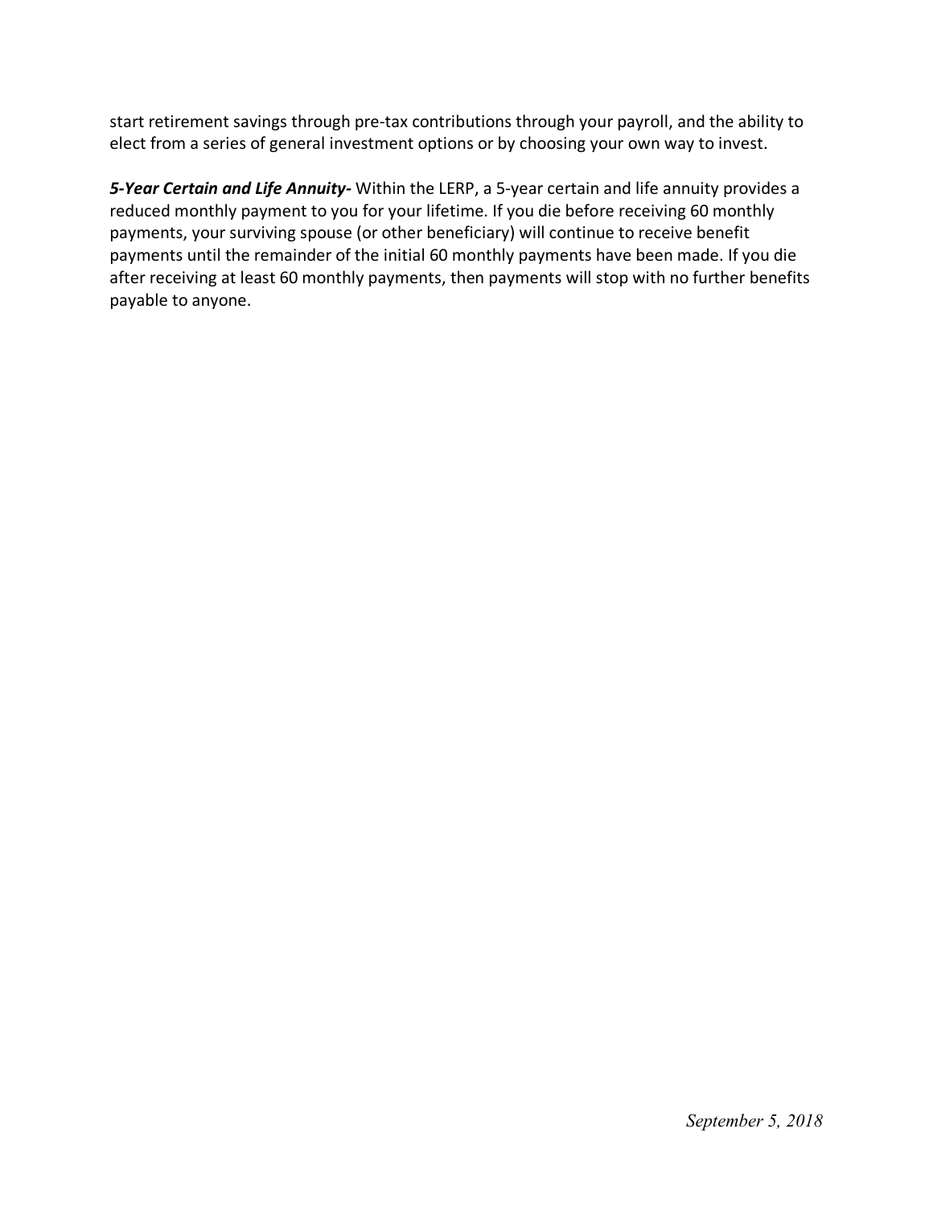start retirement savings through pre-tax contributions through your payroll, and the ability to elect from a series of general investment options or by choosing your own way to invest.

***5-Year Certain and Life Annuity-*** Within the LERP, a 5-year certain and life annuity provides a reduced monthly payment to you for your lifetime. If you die before receiving 60 monthly payments, your surviving spouse (or other beneficiary) will continue to receive benefit payments until the remainder of the initial 60 monthly payments have been made. If you die after receiving at least 60 monthly payments, then payments will stop with no further benefits payable to anyone.

*September 5, 2018*